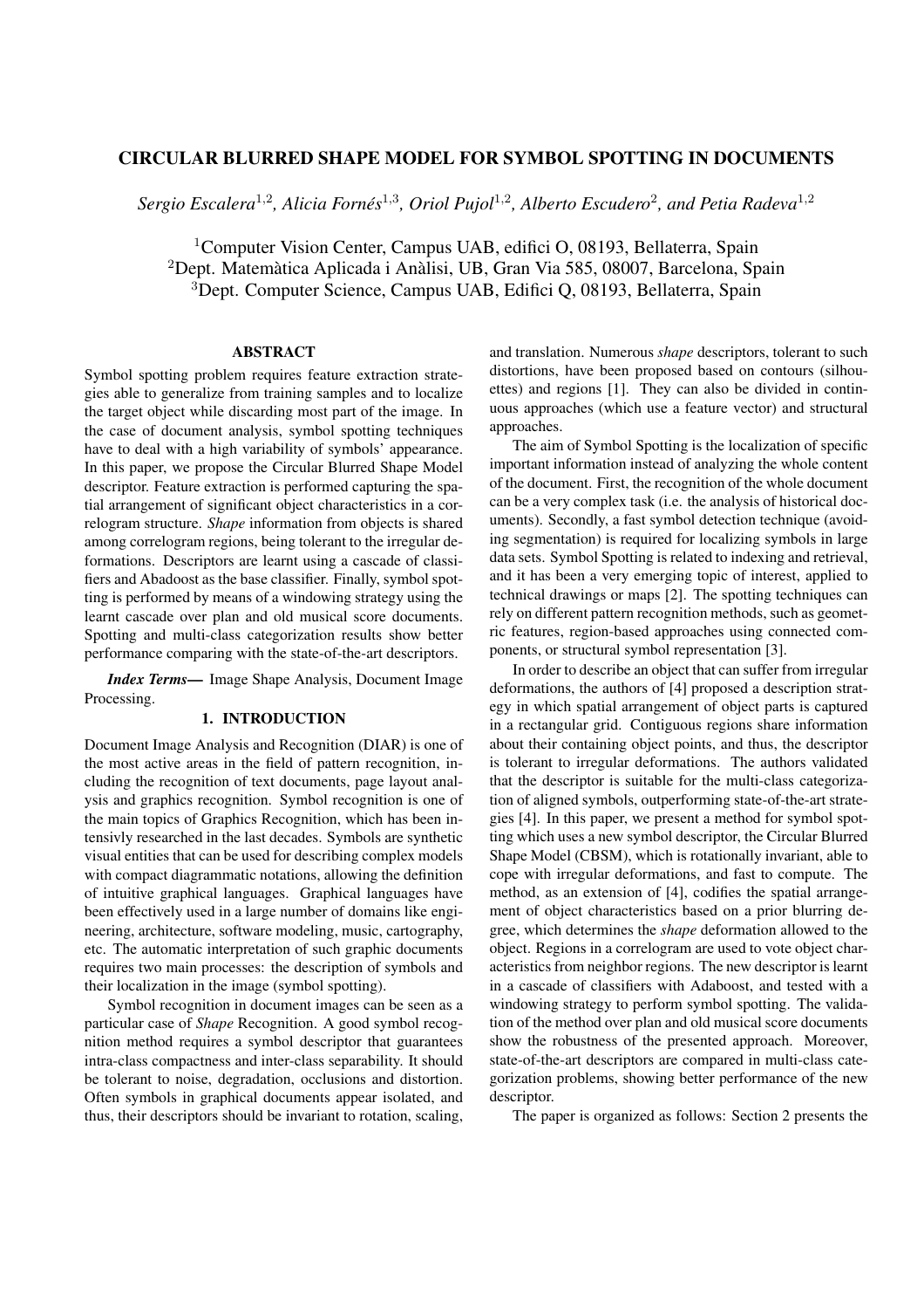# CIRCULAR BLURRED SHAPE MODEL FOR SYMBOL SPOTTING IN DOCUMENTS

*Sergio Escalera[1,2], Alicia Fornés[1,3], Oriol Pujol[1,2], Alberto Escudero[2], and Petia Radeva[1,2]*

[1]Computer Vision Center, Campus UAB, edifici O, 08193, Bellaterra, Spain
[2]Dept. Matemàtica Aplicada i Anàlisi, UB, Gran Via 585, 08007, Barcelona, Spain
[3]Dept. Computer Science, Campus UAB, Edifici Q, 08193, Bellaterra, Spain

## ABSTRACT

Symbol spotting problem requires feature extraction strategies able to generalize from training samples and to localize the target object while discarding most part of the image. In the case of document analysis, symbol spotting techniques have to deal with a high variability of symbols' appearance. In this paper, we propose the Circular Blurred Shape Model descriptor. Feature extraction is performed capturing the spatial arrangement of significant object characteristics in a correlogram structure. *Shape* information from objects is shared among correlogram regions, being tolerant to the irregular deformations. Descriptors are learnt using a cascade of classifiers and Abadoost as the base classifier. Finally, symbol spotting is performed by means of a windowing strategy using the learnt cascade over plan and old musical score documents. Spotting and multi-class categorization results show better performance comparing with the state-of-the-art descriptors.

***Index Terms***— Image Shape Analysis, Document Image Processing.

## 1. INTRODUCTION

Document Image Analysis and Recognition (DIAR) is one of the most active areas in the field of pattern recognition, including the recognition of text documents, page layout analysis and graphics recognition. Symbol recognition is one of the main topics of Graphics Recognition, which has been intensivly researched in the last decades. Symbols are synthetic visual entities that can be used for describing complex models with compact diagrammatic notations, allowing the definition of intuitive graphical languages. Graphical languages have been effectively used in a large number of domains like engineering, architecture, software modeling, music, cartography, etc. The automatic interpretation of such graphic documents requires two main processes: the description of symbols and their localization in the image (symbol spotting).

Symbol recognition in document images can be seen as a particular case of *Shape* Recognition. A good symbol recognition method requires a symbol descriptor that guarantees intra-class compactness and inter-class separability. It should be tolerant to noise, degradation, occlusions and distortion. Often symbols in graphical documents appear isolated, and thus, their descriptors should be invariant to rotation, scaling, and translation. Numerous *shape* descriptors, tolerant to such distortions, have been proposed based on contours (silhouettes) and regions [1]. They can also be divided in continuous approaches (which use a feature vector) and structural approaches.

The aim of Symbol Spotting is the localization of specific important information instead of analyzing the whole content of the document. First, the recognition of the whole document can be a very complex task (i.e. the analysis of historical documents). Secondly, a fast symbol detection technique (avoiding segmentation) is required for localizing symbols in large data sets. Symbol Spotting is related to indexing and retrieval, and it has been a very emerging topic of interest, applied to technical drawings or maps [2]. The spotting techniques can rely on different pattern recognition methods, such as geometric features, region-based approaches using connected components, or structural symbol representation [3].

In order to describe an object that can suffer from irregular deformations, the authors of [4] proposed a description strategy in which spatial arrangement of object parts is captured in a rectangular grid. Contiguous regions share information about their containing object points, and thus, the descriptor is tolerant to irregular deformations. The authors validated that the descriptor is suitable for the multi-class categorization of aligned symbols, outperforming state-of-the-art strategies [4]. In this paper, we present a method for symbol spotting which uses a new symbol descriptor, the Circular Blurred Shape Model (CBSM), which is rotationally invariant, able to cope with irregular deformations, and fast to compute. The method, as an extension of [4], codifies the spatial arrangement of object characteristics based on a prior blurring degree, which determines the *shape* deformation allowed to the object. Regions in a correlogram are used to vote object characteristics from neighbor regions. The new descriptor is learnt in a cascade of classifiers with Adaboost, and tested with a windowing strategy to perform symbol spotting. The validation of the method over plan and old musical score documents show the robustness of the presented approach. Moreover, state-of-the-art descriptors are compared in multi-class categorization problems, showing better performance of the new descriptor.

The paper is organized as follows: Section 2 presents the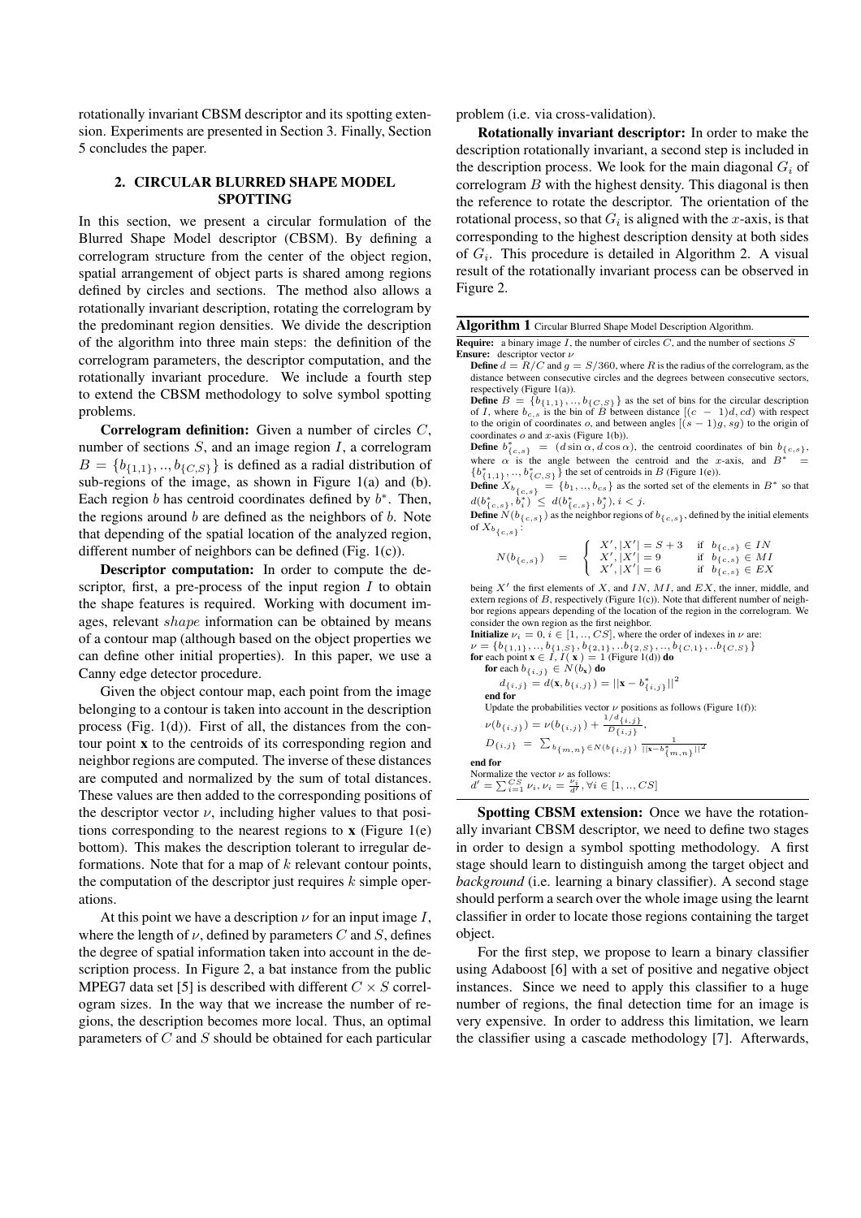rotationally invariant CBSM descriptor and its spotting extension. Experiments are presented in Section 3. Finally, Section 5 concludes the paper.

## 2. CIRCULAR BLURRED SHAPE MODEL SPOTTING

In this section, we present a circular formulation of the Blurred Shape Model descriptor (CBSM). By defining a correlogram structure from the center of the object region, spatial arrangement of object parts is shared among regions defined by circles and sections. The method also allows a rotationally invariant description, rotating the correlogram by the predominant region densities. We divide the description of the algorithm into three main steps: the definition of the correlogram parameters, the descriptor computation, and the rotationally invariant procedure. We include a fourth step to extend the CBSM methodology to solve symbol spotting problems.

**Correlogram definition:** Given a number of circles $C$, number of sections $S$, and an image region $I$, a correlogram $B = \{b_{\{1,1\}}, .., b_{\{C,S\}}\}$ is defined as a radial distribution of sub-regions of the image, as shown in Figure 1(a) and (b). Each region $b$ has centroid coordinates defined by $b^*$. Then, the regions around $b$ are defined as the neighbors of $b$. Note that depending of the spatial location of the analyzed region, different number of neighbors can be defined (Fig. 1(c)).

**Descriptor computation:** In order to compute the descriptor, first, a pre-process of the input region $I$ to obtain the shape features is required. Working with document images, relevant *shape* information can be obtained by means of a contour map (although based on the object properties we can define other initial properties). In this paper, we use a Canny edge detector procedure.

Given the object contour map, each point from the image belonging to a contour is taken into account in the description process (Fig. 1(d)). First of all, the distances from the contour point **x** to the centroids of its corresponding region and neighbor regions are computed. The inverse of these distances are computed and normalized by the sum of total distances. These values are then added to the corresponding positions of the descriptor vector $\nu$, including higher values to that positions corresponding to the nearest regions to **x** (Figure 1(e) bottom). This makes the description tolerant to irregular deformations. Note that for a map of $k$ relevant contour points, the computation of the descriptor just requires $k$ simple operations.

At this point we have a description $\nu$ for an input image $I$, where the length of $\nu$, defined by parameters $C$ and $S$, defines the degree of spatial information taken into account in the description process. In Figure 2, a bat instance from the public MPEG7 data set [5] is described with different $C \times S$ correlogram sizes. In the way that we increase the number of regions, the description becomes more local. Thus, an optimal parameters of $C$ and $S$ should be obtained for each particular problem (i.e. via cross-validation).

**Rotationally invariant descriptor:** In order to make the description rotationally invariant, a second step is included in the description process. We look for the main diagonal $G_i$ of correlogram $B$ with the highest density. This diagonal is then the reference to rotate the descriptor. The orientation of the rotational process, so that $G_i$ is aligned with the $x$-axis, is that corresponding to the highest description density at both sides of $G_i$. This procedure is detailed in Algorithm 2. A visual result of the rotationally invariant process can be observed in Figure 2.

---

**Algorithm 1** Circular Blurred Shape Model Description Algorithm.

---

**Require:** a binary image $I$, the number of circles $C$, and the number of sections $S$

**Ensure:** descriptor vector $\nu$

**Define** $d = R/C$ and $g = S/360$, where $R$ is the radius of the correlogram, as the distance between consecutive circles and the degrees between consecutive sectors, respectively (Figure 1(a)).

**Define** $B = \{b_{\{1,1\}}, .., b_{\{C,S\}}\}$ as the set of bins for the circular description of $I$, where $b_{c,s}$ is the bin of $B$ between distance $[(c-1)d, cd)$ with respect to the origin of coordinates $o$, and between angles $[(s-1)g, sg)$ to the origin of coordinates $o$ and $x$-axis (Figure 1(b)).

**Define** $b^*_{\{c,s\}} = (d \sin \alpha, d \cos \alpha)$, the centroid coordinates of bin $b_{\{c,s\}}$, where $\alpha$ is the angle between the centroid and the $x$-axis, and $B^* = \{b^*_{\{1,1\}}, .., b^*_{\{C,S\}}\}$ the set of centroids in $B$ (Figure 1(e)).

**Define** $X_{b_{\{c,s\}}} = \{b_1, .., b_{cs}\}$ as the sorted set of the elements in $B^*$ so that $d(b^*_{\{c,s\}}, b^*_i) \leq d(b^*_{\{c,s\}}, b^*_j), i < j$.

**Define** $N(b_{\{c,s\}})$ as the neighbor regions of $b_{\{c,s\}}$, defined by the initial elements of $X_{b_{\{c,s\}}}$:

$$N(b_{\{c,s\}}) = \begin{cases} X', |X'| = S + 3 & \text{if } b_{\{c,s\}} \in IN \\ X', |X'| = 9 & \text{if } b_{\{c,s\}} \in MI \\ X', |X'| = 6 & \text{if } b_{\{c,s\}} \in EX \end{cases}$$

being $X'$ the first elements of $X$, and $IN$, $MI$, and $EX$, the inner, middle, and extern regions of $B$, respectively (Figure 1(c)). Note that different number of neighbor regions appears depending of the location of the region in the correlogram. We consider the own region as the first neighbor.

**Initialize** $\nu_i = 0, i \in [1, .., CS]$, where the order of indexes in $\nu$ are: $\nu = \{b_{\{1,1\}}, .., b_{\{1,S\}}, b_{\{2,1\}}, ..b_{\{2,S\}}, .., b_{\{C,1\}}, ..b_{\{C,S\}}\}$

**for** each point $\mathbf{x} \in I, I(\mathbf{x}) = 1$ (Figure 1(d)) **do**

  **for** each $b_{\{i,j\}} \in N(b_{\mathbf{x}})$ **do**

    $d_{\{i,j\}} = d(\mathbf{x}, b_{\{i,j\}}) = ||\mathbf{x} - b^*_{\{i,j\}}||^2$

  **end for**

  Update the probabilities vector $\nu$ positions as follows (Figure 1(f)):

  $\nu(b_{\{i,j\}}) = \nu(b_{\{i,j\}}) + \frac{1/d_{\{i,j\}}}{D_{\{i,j\}}}$,

  $D_{\{i,j\}} = \sum_{b_{\{m,n\}} \in N(b_{\{i,j\}})} \frac{1}{||\mathbf{x} - b^*_{\{m,n\}}||^2}$

**end for**

Normalize the vector $\nu$ as follows:

$d' = \sum_{i=1}^{CS} \nu_i, \nu_i = \frac{\nu_i}{d'}, \forall i \in [1, .., CS]$

---

**Spotting CBSM extension:** Once we have the rotationally invariant CBSM descriptor, we need to define two stages in order to design a symbol spotting methodology. A first stage should learn to distinguish among the target object and *background* (i.e. learning a binary classifier). A second stage should perform a search over the whole image using the learnt classifier in order to locate those regions containing the target object.

For the first step, we propose to learn a binary classifier using Adaboost [6] with a set of positive and negative object instances. Since we need to apply this classifier to a huge number of regions, the final detection time for an image is very expensive. In order to address this limitation, we learn the classifier using a cascade methodology [7]. Afterwards,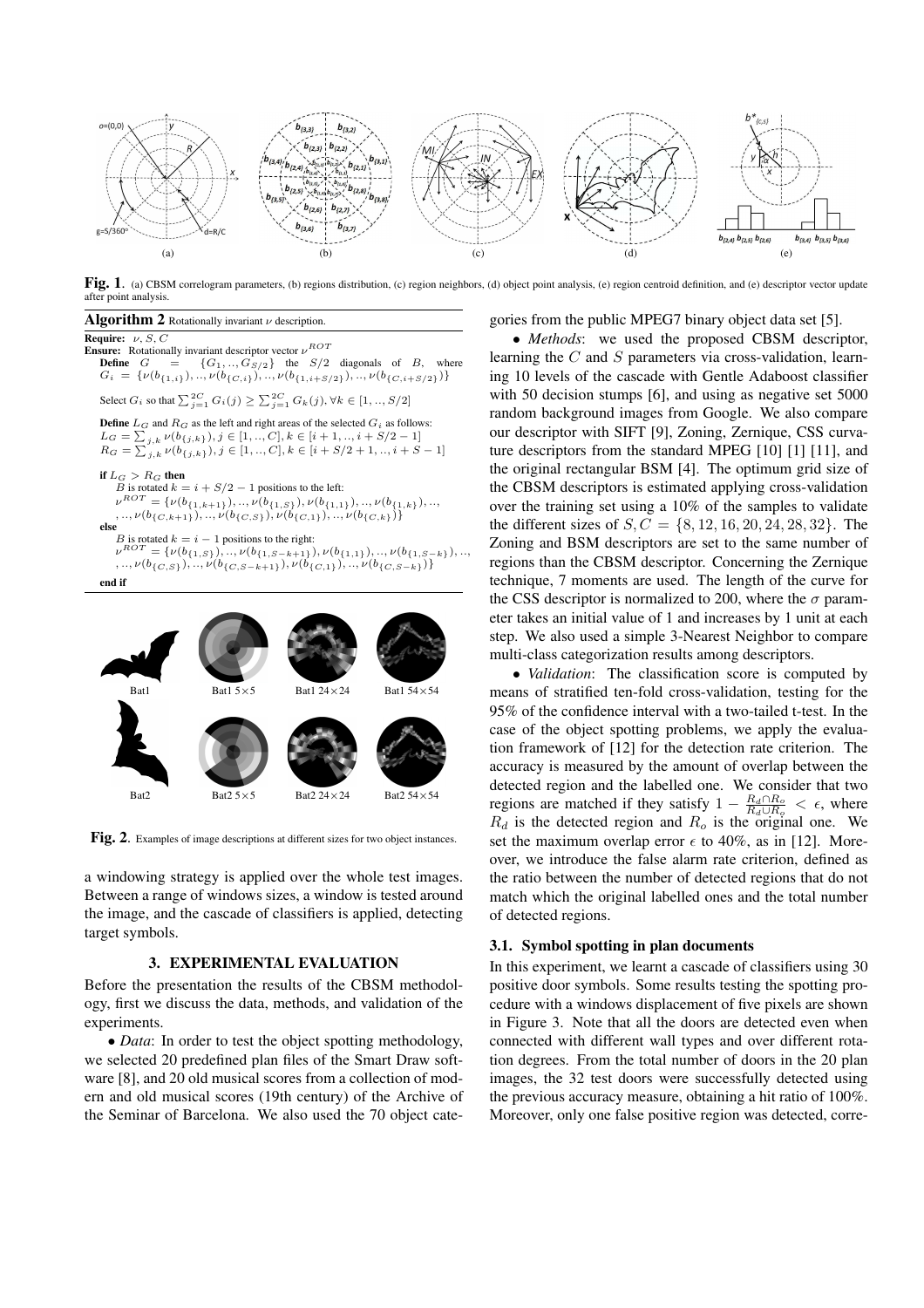Fig. 1. (a) CBSM correlogram parameters, (b) regions distribution, (c) region neighbors, (d) object point analysis, (e) region centroid definition, and (e) descriptor vector update after point analysis.

**Algorithm 2** Rotationally invariant $\nu$ description.

**Require:** $\nu, S, C$

**Ensure:** Rotationally invariant descriptor vector $\nu^{ROT}$

**Define** $G = \{G_1, .., G_{S/2}\}$ the $S/2$ diagonals of $B$, where $G_i = \{\nu(b_{\{1,i\}}), .., \nu(b_{\{C,i\}}), .., \nu(b_{\{1,i+S/2\}}), .., \nu(b_{\{C,i+S/2\}})\}$

Select $G_i$ so that $\sum_{j=1}^{2C} G_i(j) \geq \sum_{j=1}^{2C} G_k(j), \forall k \in [1, .., S/2]$

**Define** $L_G$ and $R_G$ as the left and right areas of the selected $G_i$ as follows:
$L_G = \sum_{j,k} \nu(b_{\{j,k\}}), j \in [1, .., C], k \in [i+1, .., i+S/2-1]$
$R_G = \sum_{j,k} \nu(b_{\{j,k\}}), j \in [1, .., C], k \in [i+S/2+1, .., i+S-1]$

**if** $L_G > R_G$ **then**
  $B$ is rotated $k = i + S/2 - 1$ positions to the left:
  $\nu^{ROT} = \{\nu(b_{\{1,k+1\}}), .., \nu(b_{\{1,S\}}), \nu(b_{\{1,1\}}), .., \nu(b_{\{1,k\}}), .., , .., \nu(b_{\{C,k+1\}}), .., \nu(b_{\{C,S\}}), \nu(b_{\{C,1\}}), .., \nu(b_{\{C,k\}})\}$
**else**
  $B$ is rotated $k = i - 1$ positions to the right:
  $\nu^{ROT} = \{\nu(b_{\{1,S\}}), .., \nu(b_{\{1,S-k+1\}}), \nu(b_{\{1,1\}}), .., \nu(b_{\{1,S-k\}}), .., , .., \nu(b_{\{C,S\}}), .., \nu(b_{\{C,S-k+1\}}), \nu(b_{\{C,1\}}), .., \nu(b_{\{C,S-k\}})\}$
**end if**

Fig. 2. Examples of image descriptions at different sizes for two object instances.

a windowing strategy is applied over the whole test images. Between a range of windows sizes, a window is tested around the image, and the cascade of classifiers is applied, detecting target symbols.

## 3. EXPERIMENTAL EVALUATION

Before the presentation the results of the CBSM methodology, first we discuss the data, methods, and validation of the experiments.

• *Data*: In order to test the object spotting methodology, we selected 20 predefined plan files of the Smart Draw software [8], and 20 old musical scores from a collection of modern and old musical scores (19th century) of the Archive of the Seminar of Barcelona. We also used the 70 object categories from the public MPEG7 binary object data set [5].

• *Methods*: we used the proposed CBSM descriptor, learning the $C$ and $S$ parameters via cross-validation, learning 10 levels of the cascade with Gentle Adaboost classifier with 50 decision stumps [6], and using as negative set 5000 random background images from Google. We also compare our descriptor with SIFT [9], Zoning, Zernique, CSS curvature descriptors from the standard MPEG [10] [1] [11], and the original rectangular BSM [4]. The optimum grid size of the CBSM descriptors is estimated applying cross-validation over the training set using a 10% of the samples to validate the different sizes of $S, C = \{8, 12, 16, 20, 24, 28, 32\}$. The Zoning and BSM descriptors are set to the same number of regions than the CBSM descriptor. Concerning the Zernique technique, 7 moments are used. The length of the curve for the CSS descriptor is normalized to 200, where the $\sigma$ parameter takes an initial value of 1 and increases by 1 unit at each step. We also used a simple 3-Nearest Neighbor to compare multi-class categorization results among descriptors.

• *Validation*: The classification score is computed by means of stratified ten-fold cross-validation, testing for the 95% of the confidence interval with a two-tailed t-test. In the case of the object spotting problems, we apply the evaluation framework of [12] for the detection rate criterion. The accuracy is measured by the amount of overlap between the detected region and the labelled one. We consider that two regions are matched if they satisfy $1 - \frac{R_d \cap R_o}{R_d \cup R_o} < \epsilon$, where $R_d$ is the detected region and $R_o$ is the original one. We set the maximum overlap error $\epsilon$ to 40%, as in [12]. Moreover, we introduce the false alarm rate criterion, defined as the ratio between the number of detected regions that do not match which the original labelled ones and the total number of detected regions.

### 3.1. Symbol spotting in plan documents

In this experiment, we learnt a cascade of classifiers using 30 positive door symbols. Some results testing the spotting procedure with a windows displacement of five pixels are shown in Figure 3. Note that all the doors are detected even when connected with different wall types and over different rotation degrees. From the total number of doors in the 20 plan images, the 32 test doors were successfully detected using the previous accuracy measure, obtaining a hit ratio of 100%. Moreover, only one false positive region was detected, corre-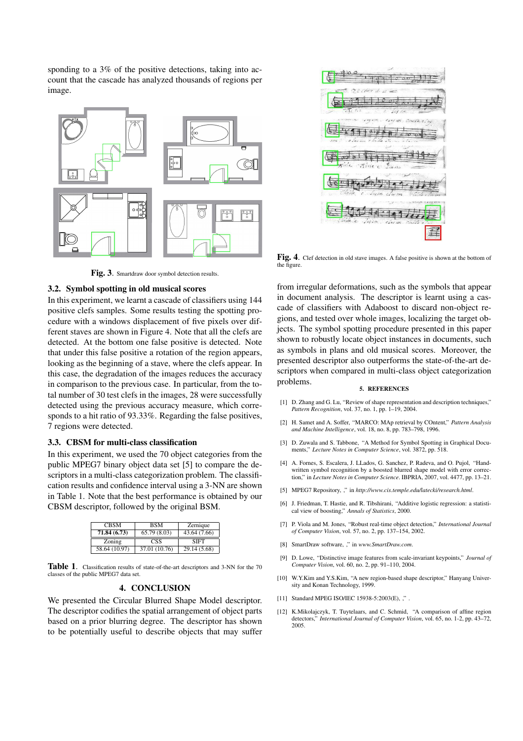sponding to a 3% of the positive detections, taking into account that the cascade has analyzed thousands of regions per image.

**Fig. 3**. Smartdraw door symbol detection results.

### 3.2. Symbol spotting in old musical scores

In this experiment, we learnt a cascade of classifiers using 144 positive clefs samples. Some results testing the spotting procedure with a windows displacement of five pixels over different staves are shown in Figure 4. Note that all the clefs are detected. At the bottom one false positive is detected. Note that under this false positive a rotation of the region appears, looking as the beginning of a stave, where the clefs appear. In this case, the degradation of the images reduces the accuracy in comparison to the previous case. In particular, from the total number of 30 test clefs in the images, 28 were successfully detected using the previous accuracy measure, which corresponds to a hit ratio of 93.33%. Regarding the false positives, 7 regions were detected.

**Fig. 4**. Clef detection in old stave images. A false positive is shown at the bottom of the figure.

### 3.3. CBSM for multi-class classification

In this experiment, we used the 70 object categories from the public MPEG7 binary object data set [5] to compare the descriptors in a multi-class categorization problem. The classification results and confidence interval using a 3-NN are shown in Table 1. Note that the best performance is obtained by our CBSM descriptor, followed by the original BSM.

| CBSM | BSM | Zernique |
|---|---|---|
| **71.84 (6.73)** | 65.79 (8.03) | 43.64 (7.66) |
| Zoning | CSS | SIFT |
| 58.64 (10.97) | 37.01 (10.76) | 29.14 (5.68) |

**Table 1**. Classification results of state-of-the-art descriptors and 3-NN for the 70 classes of the public MPEG7 data set.

## 4. CONCLUSION

We presented the Circular Blurred Shape Model descriptor. The descriptor codifies the spatial arrangement of object parts based on a prior blurring degree. The descriptor has shown to be potentially useful to describe objects that may suffer from irregular deformations, such as the symbols that appear in document analysis. The descriptor is learnt using a cascade of classifiers with Adaboost to discard non-object regions, and tested over whole images, localizing the target objects. The symbol spotting procedure presented in this paper shown to robustly locate object instances in documents, such as symbols in plans and old musical scores. Moreover, the presented descriptor also outperforms the state-of-the-art descriptors when compared in multi-class object categorization problems.

## 5. REFERENCES

[1] D. Zhang and G. Lu, "Review of shape representation and description techniques," *Pattern Recognition*, vol. 37, no. 1, pp. 1–19, 2004.

[2] H. Samet and A. Soffer, "MARCO: MAp retrieval by COntent," *Pattern Analysis and Machine Intelligence*, vol. 18, no. 8, pp. 783–798, 1996.

[3] D. Zuwala and S. Tabbone, "A Method for Symbol Spotting in Graphical Documents," *Lecture Notes in Computer Science*, vol. 3872, pp. 518.

[4] A. Fornes, S. Escalera, J. LLados, G. Sanchez, P. Radeva, and O. Pujol, "Handwritten symbol recognition by a boosted blurred shape model with error correction," in *Lecture Notes in Computer Science*. IBPRIA, 2007, vol. 4477, pp. 13–21.

[5] MPEG7 Repository, ," in *http://www.cis.temple.edu/latecki/research.html*.

[6] J. Friedman, T. Hastie, and R. Tibshirani, "Additive logistic regression: a statistical view of boosting," *Annals of Statistics*, 2000.

[7] P. Viola and M. Jones, "Robust real-time object detection," *International Journal of Computer Vision*, vol. 57, no. 2, pp. 137–154, 2002.

[8] SmartDraw software, ," in *www.SmartDraw.com*.

[9] D. Lowe, "Distinctive image features from scale-invariant keypoints," *Journal of Computer Vision*, vol. 60, no. 2, pp. 91–110, 2004.

[10] W.Y.Kim and Y.S.Kim, "A new region-based shape descriptor," Hanyang University and Konan Technology, 1999.

[11] Standard MPEG ISO/IEC 15938-5:2003(E), ," .

[12] K.Mikolajczyk, T. Tuytelaars, and C. Schmid, "A comparison of affine region detectors," *International Journal of Computer Vision*, vol. 65, no. 1-2, pp. 43–72, 2005.